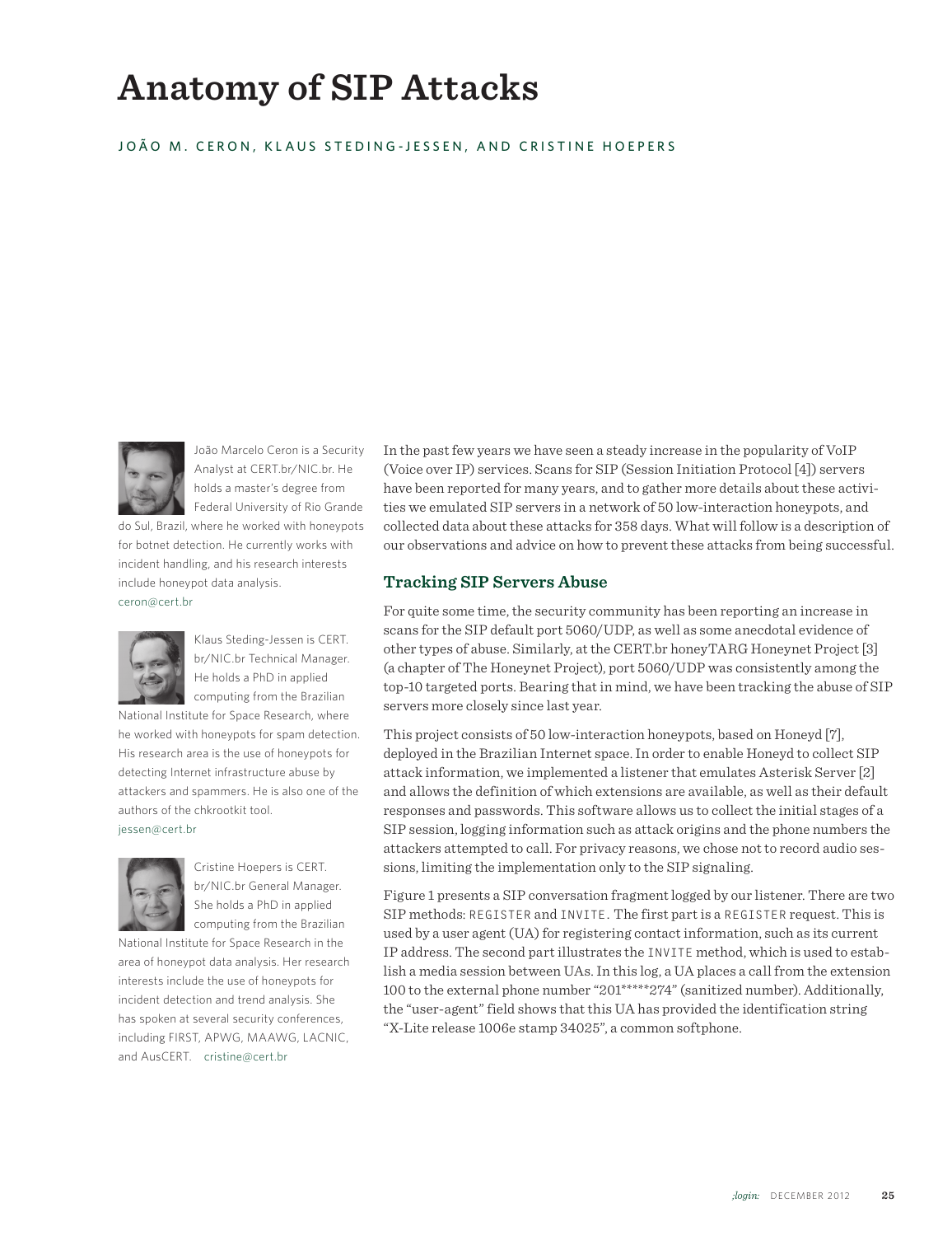# Anatomy of SIP Attacks

JOÃO M. CERON, KLAUS STEDING-JESSEN, AND CRISTINE HOEPERS

João Marcelo Ceron is a Security Analyst at CERT.br/NIC.br. He holds a master's degree from Federal University of Rio Grande do Sul, Brazil, where he worked with honeypots for botnet detection. He currently works with incident handling, and his research interests include honeypot data analysis. ceron@cert.br

Klaus Steding-Jessen is CERT.br/NIC.br Technical Manager. He holds a PhD in applied computing from the Brazilian National Institute for Space Research, where he worked with honeypots for spam detection. His research area is the use of honeypots for detecting Internet infrastructure abuse by attackers and spammers. He is also one of the authors of the chkrootkit tool. jessen@cert.br

Cristine Hoepers is CERT.br/NIC.br General Manager. She holds a PhD in applied computing from the Brazilian National Institute for Space Research in the area of honeypot data analysis. Her research interests include the use of honeypots for incident detection and trend analysis. She has spoken at several security conferences, including FIRST, APWG, MAAWG, LACNIC, and AusCERT. cristine@cert.br

In the past few years we have seen a steady increase in the popularity of VoIP (Voice over IP) services. Scans for SIP (Session Initiation Protocol [4]) servers have been reported for many years, and to gather more details about these activities we emulated SIP servers in a network of 50 low-interaction honeypots, and collected data about these attacks for 358 days. What will follow is a description of our observations and advice on how to prevent these attacks from being successful.

## Tracking SIP Servers Abuse

For quite some time, the security community has been reporting an increase in scans for the SIP default port 5060/UDP, as well as some anecdotal evidence of other types of abuse. Similarly, at the CERT.br honeyTARG Honeynet Project [3] (a chapter of The Honeynet Project), port 5060/UDP was consistently among the top-10 targeted ports. Bearing that in mind, we have been tracking the abuse of SIP servers more closely since last year.

This project consists of 50 low-interaction honeypots, based on Honeyd [7], deployed in the Brazilian Internet space. In order to enable Honeyd to collect SIP attack information, we implemented a listener that emulates Asterisk Server [2] and allows the definition of which extensions are available, as well as their default responses and passwords. This software allows us to collect the initial stages of a SIP session, logging information such as attack origins and the phone numbers the attackers attempted to call. For privacy reasons, we chose not to record audio sessions, limiting the implementation only to the SIP signaling.

Figure 1 presents a SIP conversation fragment logged by our listener. There are two SIP methods: `REGISTER` and `INVITE`. The first part is a `REGISTER` request. This is used by a user agent (UA) for registering contact information, such as its current IP address. The second part illustrates the `INVITE` method, which is used to establish a media session between UAs. In this log, a UA places a call from the extension 100 to the external phone number "201*****274" (sanitized number). Additionally, the "user-agent" field shows that this UA has provided the identification string "X-Lite release 1006e stamp 34025", a common softphone.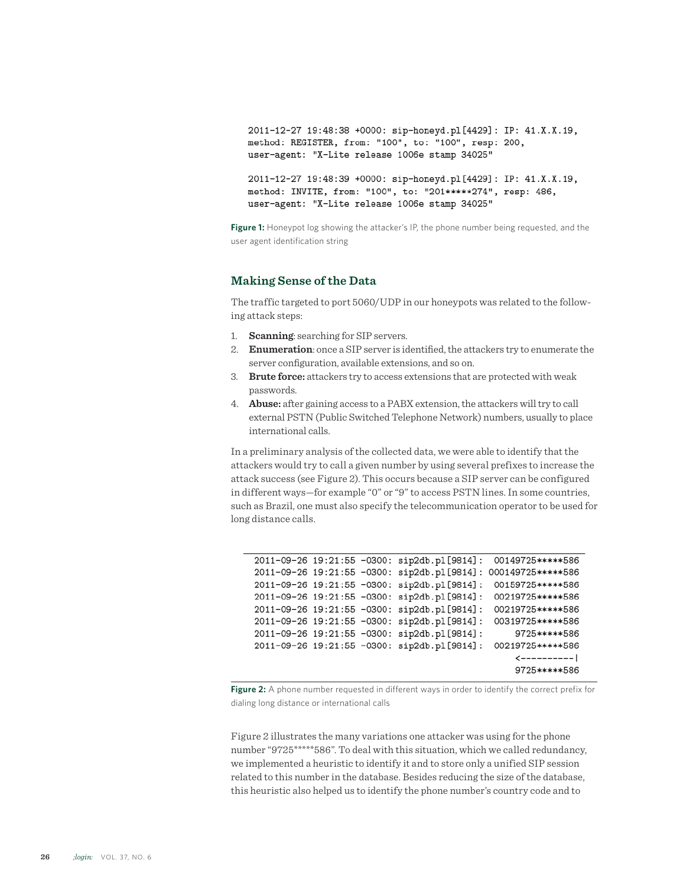```
2011-12-27 19:48:38 +0000: sip-honeyd.pl[4429]: IP: 41.X.X.19,
method: REGISTER, from: "100", to: "100", resp: 200,
user-agent: "X-Lite release 1006e stamp 34025"

2011-12-27 19:48:39 +0000: sip-honeyd.pl[4429]: IP: 41.X.X.19,
method: INVITE, from: "100", to: "201*****274", resp: 486,
user-agent: "X-Lite release 1006e stamp 34025"
```

**Figure 1:** Honeypot log showing the attacker's IP, the phone number being requested, and the user agent identification string

## Making Sense of the Data

The traffic targeted to port 5060/UDP in our honeypots was related to the following attack steps:

1. **Scanning**: searching for SIP servers.
2. **Enumeration**: once a SIP server is identified, the attackers try to enumerate the server configuration, available extensions, and so on.
3. **Brute force:** attackers try to access extensions that are protected with weak passwords.
4. **Abuse:** after gaining access to a PABX extension, the attackers will try to call external PSTN (Public Switched Telephone Network) numbers, usually to place international calls.

In a preliminary analysis of the collected data, we were able to identify that the attackers would try to call a given number by using several prefixes to increase the attack success (see Figure 2). This occurs because a SIP server can be configured in different ways—for example "0" or "9" to access PSTN lines. In some countries, such as Brazil, one must also specify the telecommunication operator to be used for long distance calls.

```
2011-09-26 19:21:55 -0300: sip2db.pl[9814]:  00149725*****586
2011-09-26 19:21:55 -0300: sip2db.pl[9814]: 000149725*****586
2011-09-26 19:21:55 -0300: sip2db.pl[9814]:  00159725*****586
2011-09-26 19:21:55 -0300: sip2db.pl[9814]:  00219725*****586
2011-09-26 19:21:55 -0300: sip2db.pl[9814]:  00219725*****586
2011-09-26 19:21:55 -0300: sip2db.pl[9814]:  00319725*****586
2011-09-26 19:21:55 -0300: sip2db.pl[9814]:      9725*****586
2011-09-26 19:21:55 -0300: sip2db.pl[9814]:  00219725*****586
                                                 <----------|
                                                 9725*****586
```

**Figure 2:** A phone number requested in different ways in order to identify the correct prefix for dialing long distance or international calls

Figure 2 illustrates the many variations one attacker was using for the phone number "9725*****586". To deal with this situation, which we called redundancy, we implemented a heuristic to identify it and to store only a unified SIP session related to this number in the database. Besides reducing the size of the database, this heuristic also helped us to identify the phone number's country code and to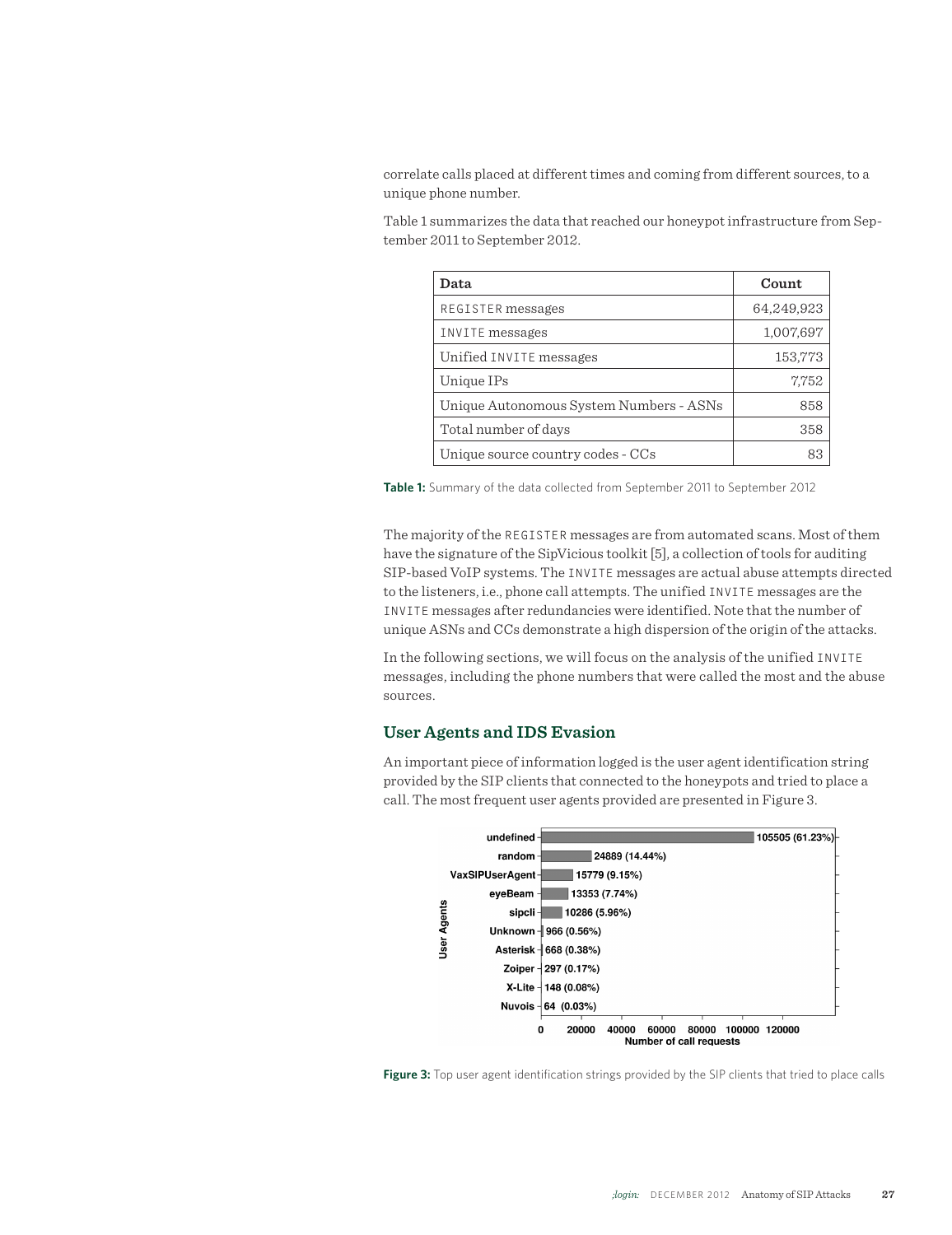correlate calls placed at different times and coming from different sources, to a unique phone number.

Table 1 summarizes the data that reached our honeypot infrastructure from September 2011 to September 2012.

| Data | Count |
|---|---|
| REGISTER messages | 64,249,923 |
| INVITE messages | 1,007,697 |
| Unified INVITE messages | 153,773 |
| Unique IPs | 7,752 |
| Unique Autonomous System Numbers - ASNs | 858 |
| Total number of days | 358 |
| Unique source country codes - CCs | 83 |

**Table 1:** Summary of the data collected from September 2011 to September 2012

The majority of the REGISTER messages are from automated scans. Most of them have the signature of the SipVicious toolkit [5], a collection of tools for auditing SIP-based VoIP systems. The INVITE messages are actual abuse attempts directed to the listeners, i.e., phone call attempts. The unified INVITE messages are the INVITE messages after redundancies were identified. Note that the number of unique ASNs and CCs demonstrate a high dispersion of the origin of the attacks.

In the following sections, we will focus on the analysis of the unified INVITE messages, including the phone numbers that were called the most and the abuse sources.

## User Agents and IDS Evasion

An important piece of information logged is the user agent identification string provided by the SIP clients that connected to the honeypots and tried to place a call. The most frequent user agents provided are presented in Figure 3.

| User Agents | Number of call requests |
|---|---|
| undefined | 105505 (61.23%) |
| random | 24889 (14.44%) |
| VaxSIPUserAgent | 15779 (9.15%) |
| eyeBeam | 13353 (7.74%) |
| sipcli | 10286 (5.96%) |
| Unknown | 966 (0.56%) |
| Asterisk | 668 (0.38%) |
| Zoiper | 297 (0.17%) |
| X-Lite | 148 (0.08%) |
| Nuvois | 64 (0.03%) |

**Figure 3:** Top user agent identification strings provided by the SIP clients that tried to place calls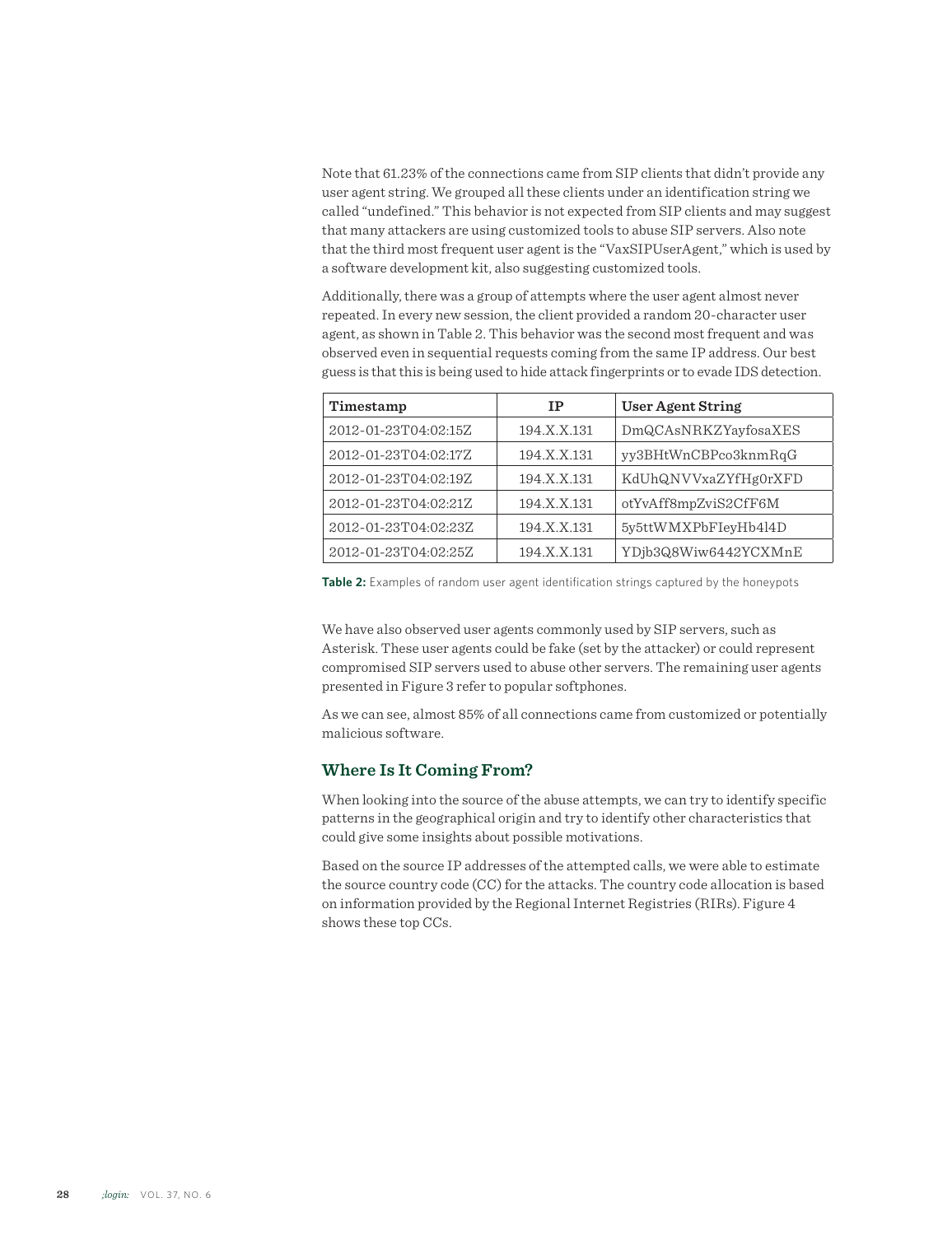Note that 61.23% of the connections came from SIP clients that didn't provide any user agent string. We grouped all these clients under an identification string we called "undefined." This behavior is not expected from SIP clients and may suggest that many attackers are using customized tools to abuse SIP servers. Also note that the third most frequent user agent is the "VaxSIPUserAgent," which is used by a software development kit, also suggesting customized tools.

Additionally, there was a group of attempts where the user agent almost never repeated. In every new session, the client provided a random 20-character user agent, as shown in Table 2. This behavior was the second most frequent and was observed even in sequential requests coming from the same IP address. Our best guess is that this is being used to hide attack fingerprints or to evade IDS detection.

| Timestamp | IP | User Agent String |
|---|---|---|
| 2012-01-23T04:02:15Z | 194.X.X.131 | DmQCAsNRKZYayfosaXES |
| 2012-01-23T04:02:17Z | 194.X.X.131 | yy3BHtWnCBPco3knmRqG |
| 2012-01-23T04:02:19Z | 194.X.X.131 | KdUhQNVVxaZYfHg0rXFD |
| 2012-01-23T04:02:21Z | 194.X.X.131 | otYvAff8mpZviS2CfF6M |
| 2012-01-23T04:02:23Z | 194.X.X.131 | 5y5ttWMXPbFIeyHb4l4D |
| 2012-01-23T04:02:25Z | 194.X.X.131 | YDjb3Q8Wiw6442YCXMnE |

**Table 2:** Examples of random user agent identification strings captured by the honeypots

We have also observed user agents commonly used by SIP servers, such as Asterisk. These user agents could be fake (set by the attacker) or could represent compromised SIP servers used to abuse other servers. The remaining user agents presented in Figure 3 refer to popular softphones.

As we can see, almost 85% of all connections came from customized or potentially malicious software.

## Where Is It Coming From?

When looking into the source of the abuse attempts, we can try to identify specific patterns in the geographical origin and try to identify other characteristics that could give some insights about possible motivations.

Based on the source IP addresses of the attempted calls, we were able to estimate the source country code (CC) for the attacks. The country code allocation is based on information provided by the Regional Internet Registries (RIRs). Figure 4 shows these top CCs.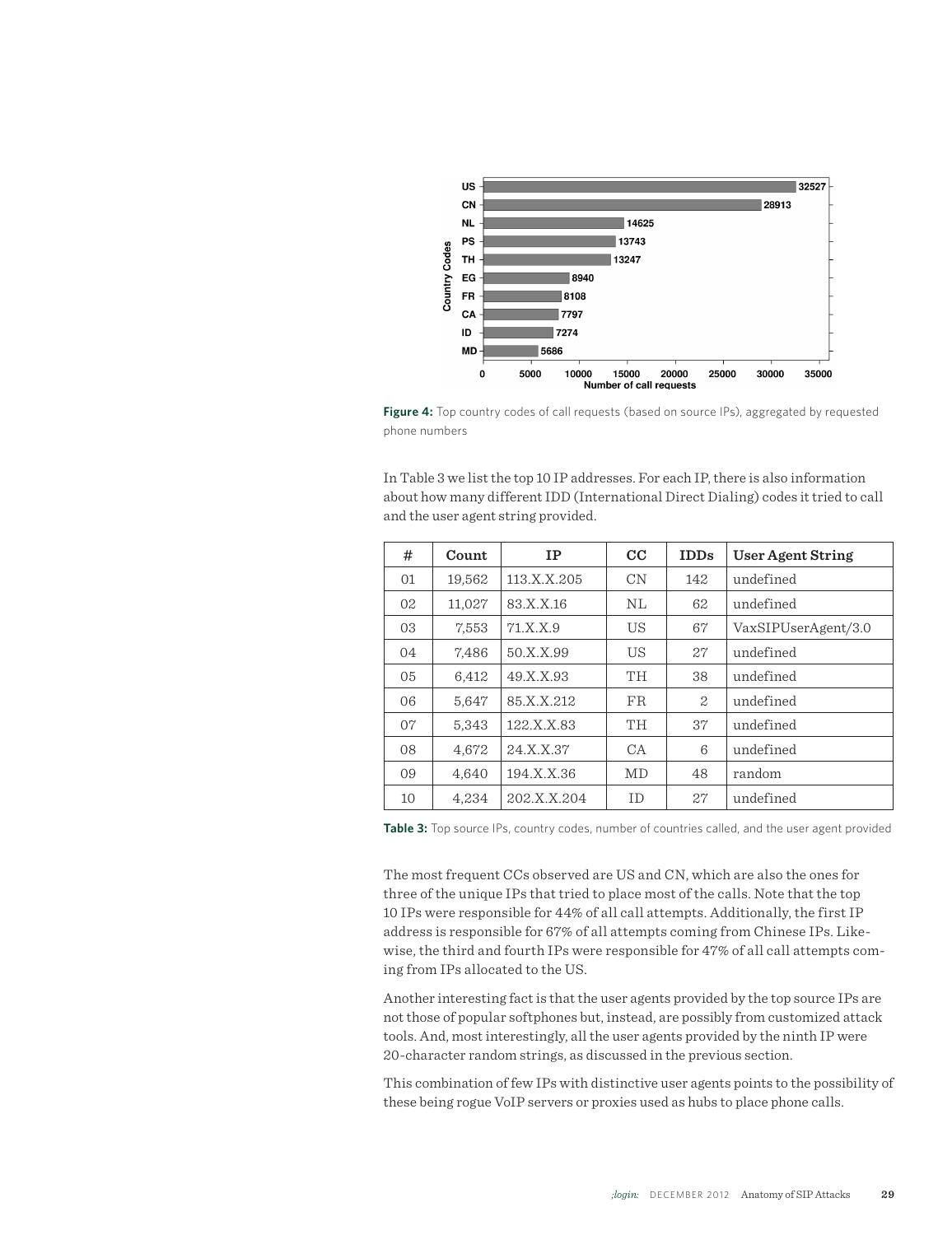**Figure 4:** Top country codes of call requests (based on source IPs), aggregated by requested phone numbers

In Table 3 we list the top 10 IP addresses. For each IP, there is also information about how many different IDD (International Direct Dialing) codes it tried to call and the user agent string provided.

| # | Count | IP | CC | IDDs | User Agent String |
|---|---|---|---|---|---|
| 01 | 19,562 | 113.X.X.205 | CN | 142 | undefined |
| 02 | 11,027 | 83.X.X.16 | NL | 62 | undefined |
| 03 | 7,553 | 71.X.X.9 | US | 67 | VaxSIPUserAgent/3.0 |
| 04 | 7,486 | 50.X.X.99 | US | 27 | undefined |
| 05 | 6,412 | 49.X.X.93 | TH | 38 | undefined |
| 06 | 5,647 | 85.X.X.212 | FR | 2 | undefined |
| 07 | 5,343 | 122.X.X.83 | TH | 37 | undefined |
| 08 | 4,672 | 24.X.X.37 | CA | 6 | undefined |
| 09 | 4,640 | 194.X.X.36 | MD | 48 | random |
| 10 | 4,234 | 202.X.X.204 | ID | 27 | undefined |

**Table 3:** Top source IPs, country codes, number of countries called, and the user agent provided

The most frequent CCs observed are US and CN, which are also the ones for three of the unique IPs that tried to place most of the calls. Note that the top 10 IPs were responsible for 44% of all call attempts. Additionally, the first IP address is responsible for 67% of all attempts coming from Chinese IPs. Likewise, the third and fourth IPs were responsible for 47% of all call attempts coming from IPs allocated to the US.

Another interesting fact is that the user agents provided by the top source IPs are not those of popular softphones but, instead, are possibly from customized attack tools. And, most interestingly, all the user agents provided by the ninth IP were 20-character random strings, as discussed in the previous section.

This combination of few IPs with distinctive user agents points to the possibility of these being rogue VoIP servers or proxies used as hubs to place phone calls.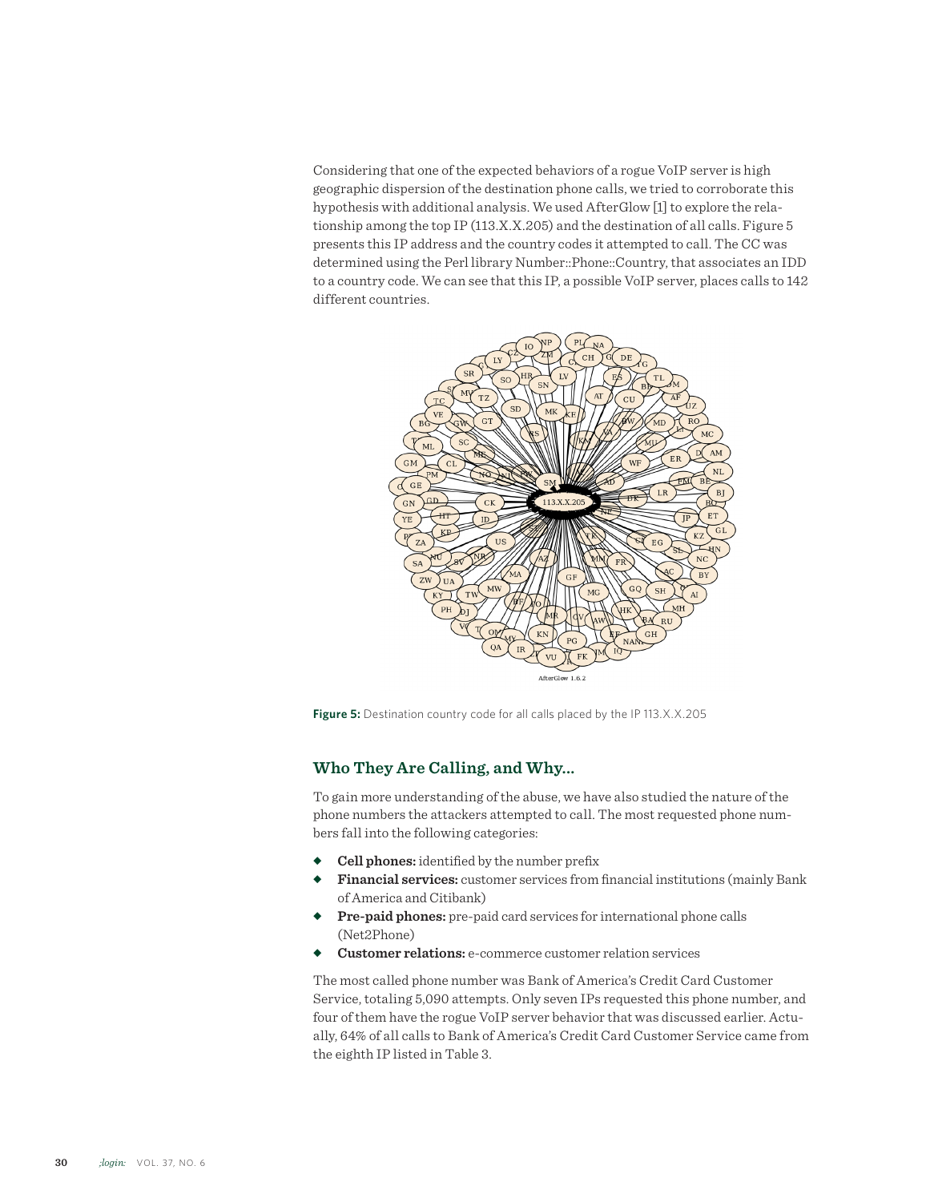Considering that one of the expected behaviors of a rogue VoIP server is high geographic dispersion of the destination phone calls, we tried to corroborate this hypothesis with additional analysis. We used AfterGlow [1] to explore the relationship among the top IP (113.X.X.205) and the destination of all calls. Figure 5 presents this IP address and the country codes it attempted to call. The CC was determined using the Perl library Number::Phone::Country, that associates an IDD to a country code. We can see that this IP, a possible VoIP server, places calls to 142 different countries.

**Figure 5:** Destination country code for all calls placed by the IP 113.X.X.205

## Who They Are Calling, and Why...

To gain more understanding of the abuse, we have also studied the nature of the phone numbers the attackers attempted to call. The most requested phone numbers fall into the following categories:

- **Cell phones:** identified by the number prefix
- **Financial services:** customer services from financial institutions (mainly Bank of America and Citibank)
- **Pre-paid phones:** pre-paid card services for international phone calls (Net2Phone)
- **Customer relations:** e-commerce customer relation services

The most called phone number was Bank of America's Credit Card Customer Service, totaling 5,090 attempts. Only seven IPs requested this phone number, and four of them have the rogue VoIP server behavior that was discussed earlier. Actually, 64% of all calls to Bank of America's Credit Card Customer Service came from the eighth IP listed in Table 3.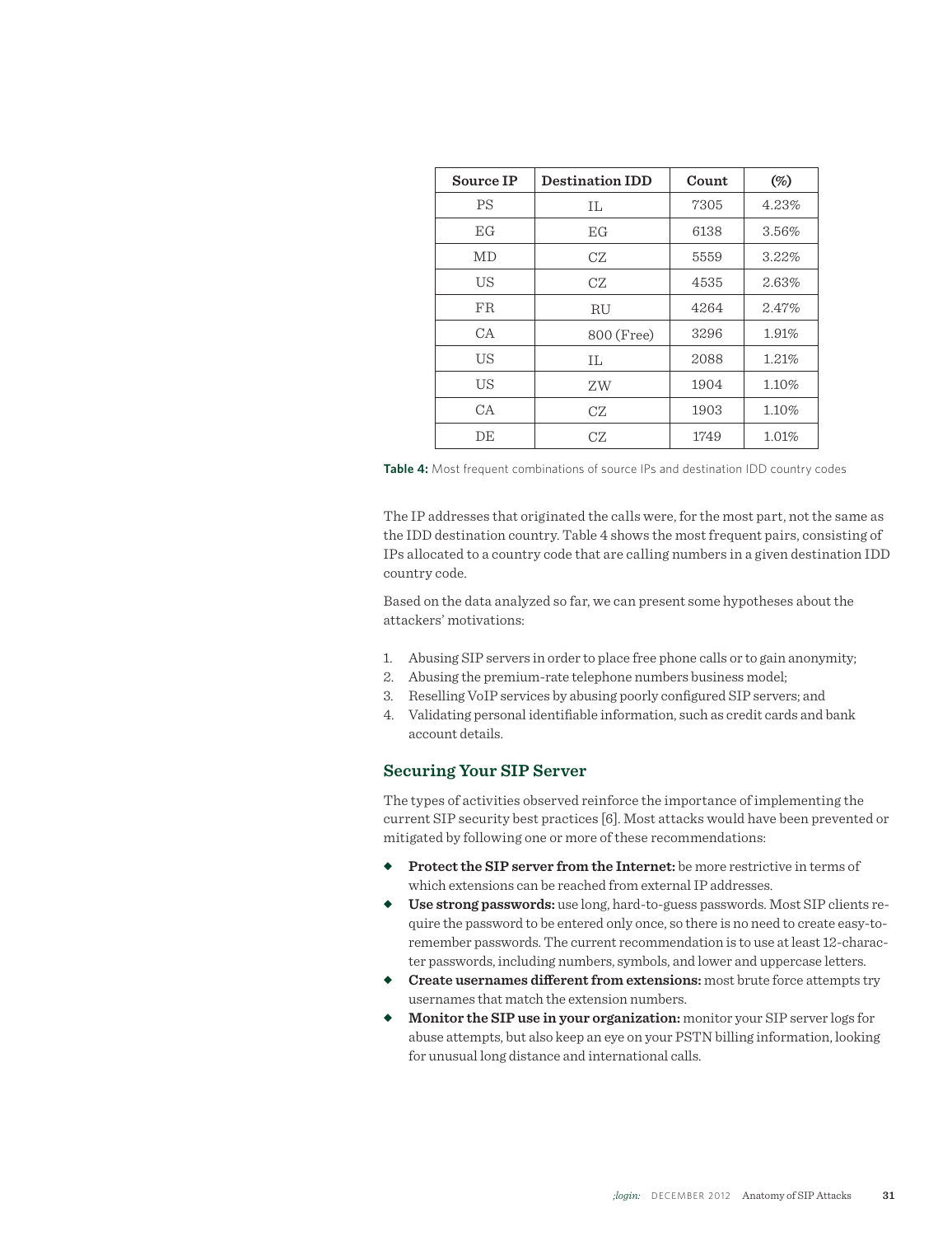| Source IP | Destination IDD | Count | (%) |
| --- | --- | --- | --- |
| PS | IL | 7305 | 4.23% |
| EG | EG | 6138 | 3.56% |
| MD | CZ | 5559 | 3.22% |
| US | CZ | 4535 | 2.63% |
| FR | RU | 4264 | 2.47% |
| CA | 800 (Free) | 3296 | 1.91% |
| US | IL | 2088 | 1.21% |
| US | ZW | 1904 | 1.10% |
| CA | CZ | 1903 | 1.10% |
| DE | CZ | 1749 | 1.01% |

**Table 4:** Most frequent combinations of source IPs and destination IDD country codes

The IP addresses that originated the calls were, for the most part, not the same as the IDD destination country. Table 4 shows the most frequent pairs, consisting of IPs allocated to a country code that are calling numbers in a given destination IDD country code.

Based on the data analyzed so far, we can present some hypotheses about the attackers' motivations:

1. Abusing SIP servers in order to place free phone calls or to gain anonymity;
2. Abusing the premium-rate telephone numbers business model;
3. Reselling VoIP services by abusing poorly configured SIP servers; and
4. Validating personal identifiable information, such as credit cards and bank account details.

## Securing Your SIP Server

The types of activities observed reinforce the importance of implementing the current SIP security best practices [6]. Most attacks would have been prevented or mitigated by following one or more of these recommendations:

- **Protect the SIP server from the Internet:** be more restrictive in terms of which extensions can be reached from external IP addresses.
- **Use strong passwords:** use long, hard-to-guess passwords. Most SIP clients require the password to be entered only once, so there is no need to create easy-to-remember passwords. The current recommendation is to use at least 12-character passwords, including numbers, symbols, and lower and uppercase letters.
- **Create usernames different from extensions:** most brute force attempts try usernames that match the extension numbers.
- **Monitor the SIP use in your organization:** monitor your SIP server logs for abuse attempts, but also keep an eye on your PSTN billing information, looking for unusual long distance and international calls.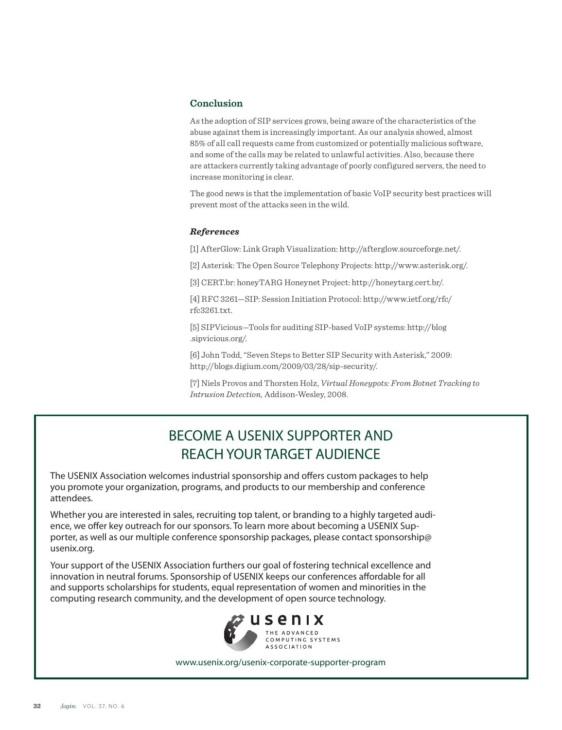## Conclusion

As the adoption of SIP services grows, being aware of the characteristics of the abuse against them is increasingly important. As our analysis showed, almost 85% of all call requests came from customized or potentially malicious software, and some of the calls may be related to unlawful activities. Also, because there are attackers currently taking advantage of poorly configured servers, the need to increase monitoring is clear.

The good news is that the implementation of basic VoIP security best practices will prevent most of the attacks seen in the wild.

### *References*

[1] AfterGlow: Link Graph Visualization: http://afterglow.sourceforge.net/.

[2] Asterisk: The Open Source Telephony Projects: http://www.asterisk.org/.

[3] CERT.br: honeyTARG Honeynet Project: http://honeytarg.cert.br/.

[4] RFC 3261—SIP: Session Initiation Protocol: http://www.ietf.org/rfc/rfc3261.txt.

[5] SIPVicious—Tools for auditing SIP-based VoIP systems: http://blog.sipvicious.org/.

[6] John Todd, "Seven Steps to Better SIP Security with Asterisk," 2009: http://blogs.digium.com/2009/03/28/sip-security/.

[7] Niels Provos and Thorsten Holz, *Virtual Honeypots: From Botnet Tracking to Intrusion Detection,* Addison-Wesley, 2008.

## BECOME A USENIX SUPPORTER AND REACH YOUR TARGET AUDIENCE

The USENIX Association welcomes industrial sponsorship and offers custom packages to help you promote your organization, programs, and products to our membership and conference attendees.

Whether you are interested in sales, recruiting top talent, or branding to a highly targeted audience, we offer key outreach for our sponsors. To learn more about becoming a USENIX Supporter, as well as our multiple conference sponsorship packages, please contact sponsorship@usenix.org.

Your support of the USENIX Association furthers our goal of fostering technical excellence and innovation in neutral forums. Sponsorship of USENIX keeps our conferences affordable for all and supports scholarships for students, equal representation of women and minorities in the computing research community, and the development of open source technology.

usenix
THE ADVANCED COMPUTING SYSTEMS ASSOCIATION

www.usenix.org/usenix-corporate-supporter-program